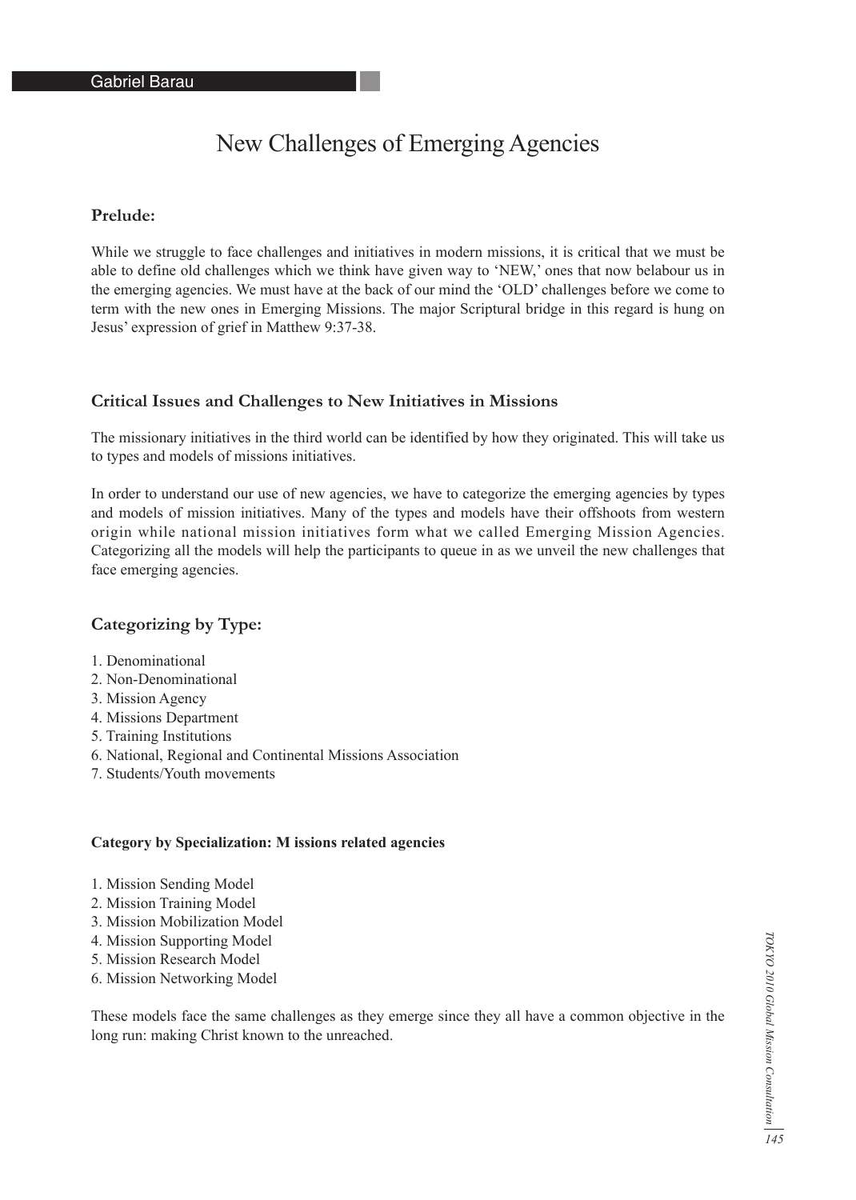Gabriel Barau

# New Challenges of Emerging Agencies

### Prelude:

While we struggle to face challenges and initiatives in modern missions, it is critical that we must be able to define old challenges which we think have given way to 'NEW,' ones that now belabour us in the emerging agencies. We must have at the back of our mind the 'OLD' challenges before we come to term with the new ones in Emerging Missions. The major Scriptural bridge in this regard is hung on Jesus' expression of grief in Matthew 9:37-38.

### Critical Issues and Challenges to New Initiatives in Missions

The missionary initiatives in the third world can be identified by how they originated. This will take us to types and models of missions initiatives.

In order to understand our use of new agencies, we have to categorize the emerging agencies by types and models of mission initiatives. Many of the types and models have their offshoots from western origin while national mission initiatives form what we called Emerging Mission Agencies. Categorizing all the models will help the participants to queue in as we unveil the new challenges that face emerging agencies.

### Categorizing by Type:

1. Denominational
2. Non-Denominational
3. Mission Agency
4. Missions Department
5. Training Institutions
6. National, Regional and Continental Missions Association
7. Students/Youth movements

#### Category by Specialization: M issions related agencies

1. Mission Sending Model
2. Mission Training Model
3. Mission Mobilization Model
4. Mission Supporting Model
5. Mission Research Model
6. Mission Networking Model

These models face the same challenges as they emerge since they all have a common objective in the long run: making Christ known to the unreached.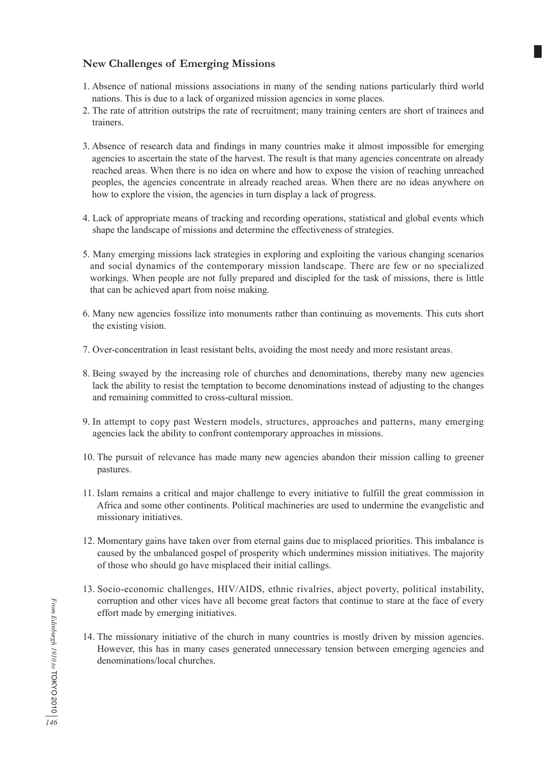### New Challenges of Emerging Missions

1. Absence of national missions associations in many of the sending nations particularly third world nations. This is due to a lack of organized mission agencies in some places.
2. The rate of attrition outstrips the rate of recruitment; many training centers are short of trainees and trainers.
3. Absence of research data and findings in many countries make it almost impossible for emerging agencies to ascertain the state of the harvest. The result is that many agencies concentrate on already reached areas. When there is no idea on where and how to expose the vision of reaching unreached peoples, the agencies concentrate in already reached areas. When there are no ideas anywhere on how to explore the vision, the agencies in turn display a lack of progress.
4. Lack of appropriate means of tracking and recording operations, statistical and global events which shape the landscape of missions and determine the effectiveness of strategies.
5. Many emerging missions lack strategies in exploring and exploiting the various changing scenarios and social dynamics of the contemporary mission landscape. There are few or no specialized workings. When people are not fully prepared and discipled for the task of missions, there is little that can be achieved apart from noise making.
6. Many new agencies fossilize into monuments rather than continuing as movements. This cuts short the existing vision.
7. Over-concentration in least resistant belts, avoiding the most needy and more resistant areas.
8. Being swayed by the increasing role of churches and denominations, thereby many new agencies lack the ability to resist the temptation to become denominations instead of adjusting to the changes and remaining committed to cross-cultural mission.
9. In attempt to copy past Western models, structures, approaches and patterns, many emerging agencies lack the ability to confront contemporary approaches in missions.
10. The pursuit of relevance has made many new agencies abandon their mission calling to greener pastures.
11. Islam remains a critical and major challenge to every initiative to fulfill the great commission in Africa and some other continents. Political machineries are used to undermine the evangelistic and missionary initiatives.
12. Momentary gains have taken over from eternal gains due to misplaced priorities. This imbalance is caused by the unbalanced gospel of prosperity which undermines mission initiatives. The majority of those who should go have misplaced their initial callings.
13. Socio-economic challenges, HIV/AIDS, ethnic rivalries, abject poverty, political instability, corruption and other vices have all become great factors that continue to stare at the face of every effort made by emerging initiatives.
14. The missionary initiative of the church in many countries is mostly driven by mission agencies. However, this has in many cases generated unnecessary tension between emerging agencies and denominations/local churches.